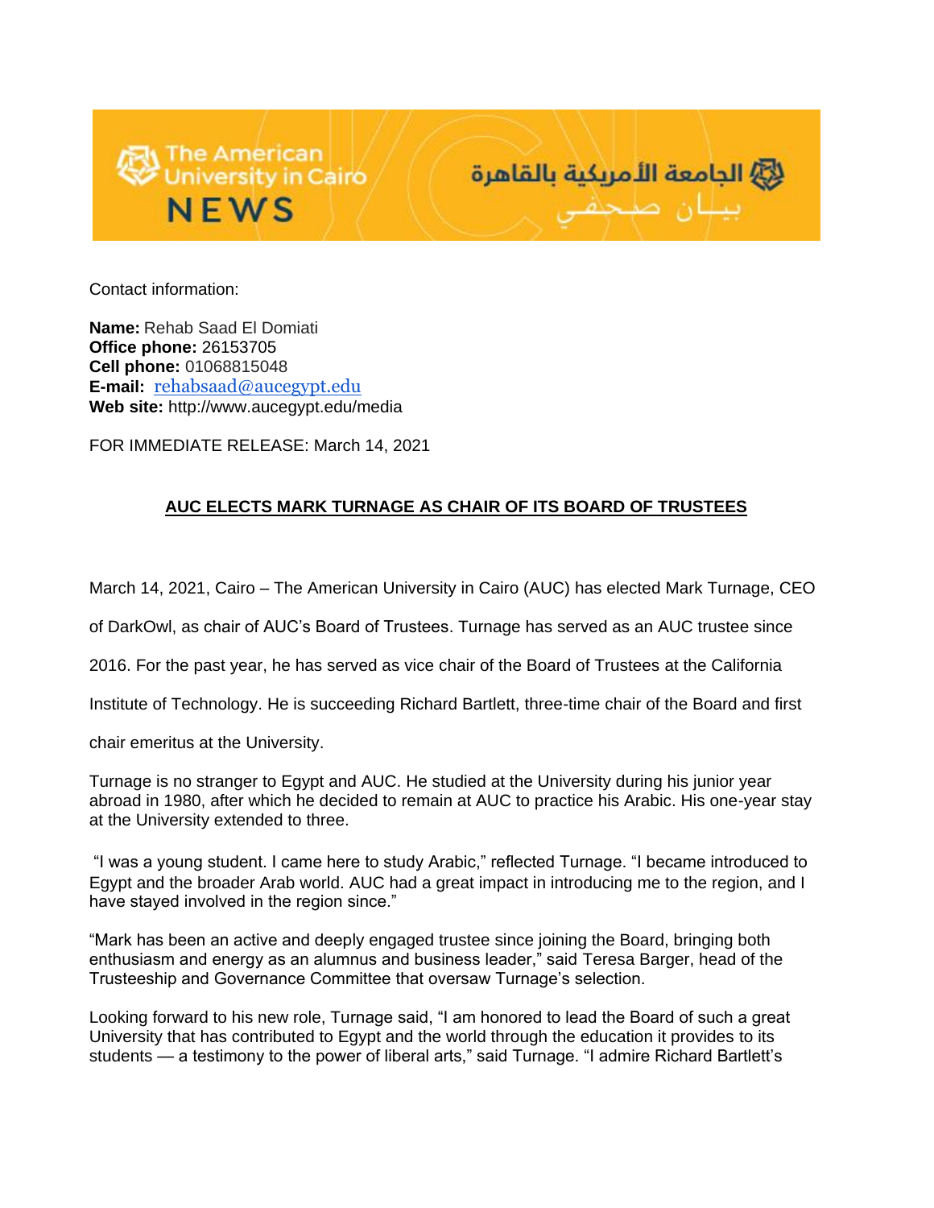The American University in Cairo NEWS

الجامعة الأمريكية بالقاهرة
بيـان صحـفي

Contact information:

**Name:** Rehab Saad El Domiati
**Office phone:** 26153705
**Cell phone:** 01068815048
**E-mail:** rehabsaad@aucegypt.edu
**Web site:** http://www.aucegypt.edu/media

FOR IMMEDIATE RELEASE: March 14, 2021

## AUC ELECTS MARK TURNAGE AS CHAIR OF ITS BOARD OF TRUSTEES

March 14, 2021, Cairo – The American University in Cairo (AUC) has elected Mark Turnage, CEO of DarkOwl, as chair of AUC's Board of Trustees. Turnage has served as an AUC trustee since 2016. For the past year, he has served as vice chair of the Board of Trustees at the California Institute of Technology. He is succeeding Richard Bartlett, three-time chair of the Board and first chair emeritus at the University.

Turnage is no stranger to Egypt and AUC. He studied at the University during his junior year abroad in 1980, after which he decided to remain at AUC to practice his Arabic. His one-year stay at the University extended to three.

"I was a young student. I came here to study Arabic," reflected Turnage. "I became introduced to Egypt and the broader Arab world. AUC had a great impact in introducing me to the region, and I have stayed involved in the region since."

"Mark has been an active and deeply engaged trustee since joining the Board, bringing both enthusiasm and energy as an alumnus and business leader," said Teresa Barger, head of the Trusteeship and Governance Committee that oversaw Turnage's selection.

Looking forward to his new role, Turnage said, "I am honored to lead the Board of such a great University that has contributed to Egypt and the world through the education it provides to its students — a testimony to the power of liberal arts," said Turnage. "I admire Richard Bartlett's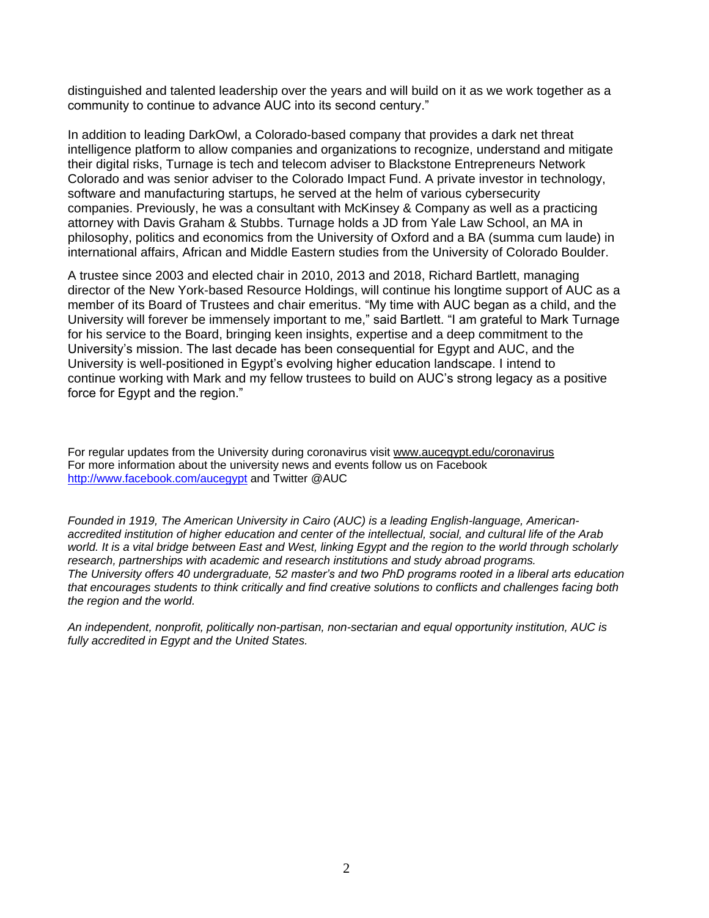distinguished and talented leadership over the years and will build on it as we work together as a community to continue to advance AUC into its second century."

In addition to leading DarkOwl, a Colorado-based company that provides a dark net threat intelligence platform to allow companies and organizations to recognize, understand and mitigate their digital risks, Turnage is tech and telecom adviser to Blackstone Entrepreneurs Network Colorado and was senior adviser to the Colorado Impact Fund. A private investor in technology, software and manufacturing startups, he served at the helm of various cybersecurity companies. Previously, he was a consultant with McKinsey & Company as well as a practicing attorney with Davis Graham & Stubbs. Turnage holds a JD from Yale Law School, an MA in philosophy, politics and economics from the University of Oxford and a BA (summa cum laude) in international affairs, African and Middle Eastern studies from the University of Colorado Boulder.

A trustee since 2003 and elected chair in 2010, 2013 and 2018, Richard Bartlett, managing director of the New York-based Resource Holdings, will continue his longtime support of AUC as a member of its Board of Trustees and chair emeritus. "My time with AUC began as a child, and the University will forever be immensely important to me," said Bartlett. "I am grateful to Mark Turnage for his service to the Board, bringing keen insights, expertise and a deep commitment to the University's mission. The last decade has been consequential for Egypt and AUC, and the University is well-positioned in Egypt's evolving higher education landscape. I intend to continue working with Mark and my fellow trustees to build on AUC's strong legacy as a positive force for Egypt and the region."

For regular updates from the University during coronavirus visit www.aucegypt.edu/coronavirus
For more information about the university news and events follow us on Facebook http://www.facebook.com/aucegypt and Twitter @AUC

*Founded in 1919, The American University in Cairo (AUC) is a leading English-language, American-accredited institution of higher education and center of the intellectual, social, and cultural life of the Arab world. It is a vital bridge between East and West, linking Egypt and the region to the world through scholarly research, partnerships with academic and research institutions and study abroad programs.*
*The University offers 40 undergraduate, 52 master's and two PhD programs rooted in a liberal arts education that encourages students to think critically and find creative solutions to conflicts and challenges facing both the region and the world.*

*An independent, nonprofit, politically non-partisan, non-sectarian and equal opportunity institution, AUC is fully accredited in Egypt and the United States.*